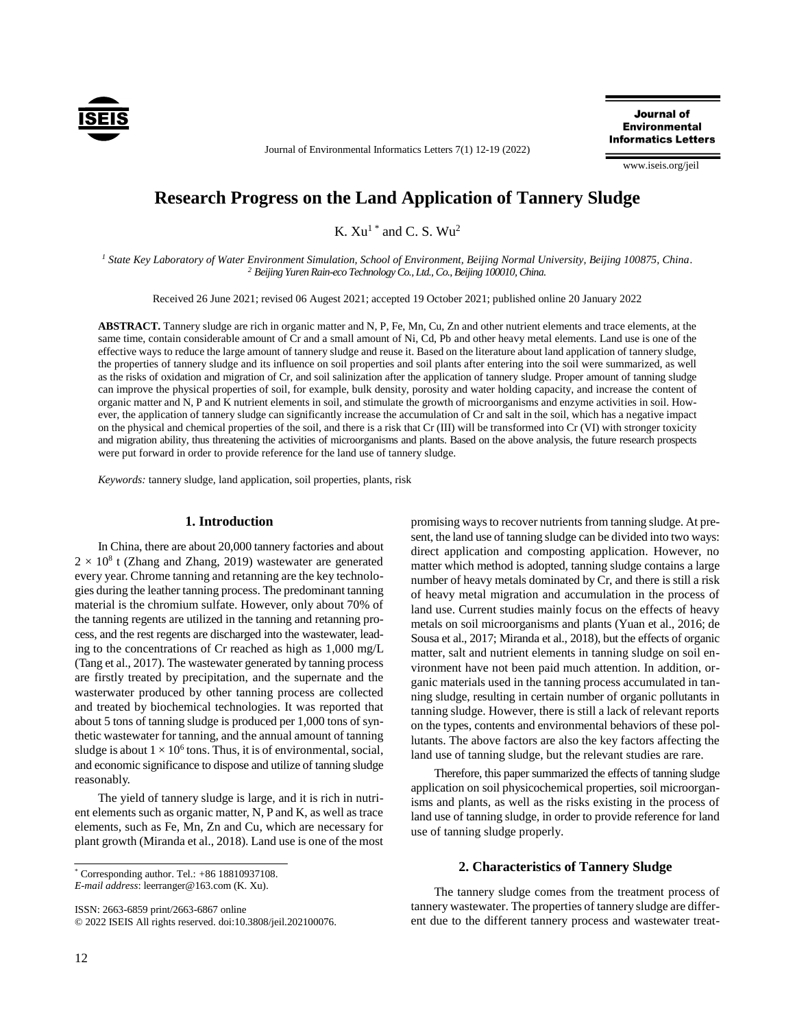# Research Progress on the Land Application of Tannery Sludge

K. Xu[1]* and C. S. Wu[2]

[1] *State Key Laboratory of Water Environment Simulation, School of Environment, Beijing Normal University, Beijing 100875, China.*
[2] *Beijing Yuren Rain-eco Technology Co., Ltd., Co., Beijing 100010, China.*

Received 26 June 2021; revised 06 Augest 2021; accepted 19 October 2021; published online 20 January 2022

**ABSTRACT.** Tannery sludge are rich in organic matter and N, P, Fe, Mn, Cu, Zn and other nutrient elements and trace elements, at the same time, contain considerable amount of Cr and a small amount of Ni, Cd, Pb and other heavy metal elements. Land use is one of the effective ways to reduce the large amount of tannery sludge and reuse it. Based on the literature about land application of tannery sludge, the properties of tannery sludge and its influence on soil properties and soil plants after entering into the soil were summarized, as well as the risks of oxidation and migration of Cr, and soil salinization after the application of tannery sludge. Proper amount of tanning sludge can improve the physical properties of soil, for example, bulk density, porosity and water holding capacity, and increase the content of organic matter and N, P and K nutrient elements in soil, and stimulate the growth of microorganisms and enzyme activities in soil. However, the application of tannery sludge can significantly increase the accumulation of Cr and salt in the soil, which has a negative impact on the physical and chemical properties of the soil, and there is a risk that Cr (III) will be transformed into Cr (VI) with stronger toxicity and migration ability, thus threatening the activities of microorganisms and plants. Based on the above analysis, the future research prospects were put forward in order to provide reference for the land use of tannery sludge.

*Keywords:* tannery sludge, land application, soil properties, plants, risk

## 1. Introduction

In China, there are about 20,000 tannery factories and about $2 \times 10^8$ t (Zhang and Zhang, 2019) wastewater are generated every year. Chrome tanning and retanning are the key technologies during the leather tanning process. The predominant tanning material is the chromium sulfate. However, only about 70% of the tanning regents are utilized in the tanning and retanning process, and the rest regents are discharged into the wastewater, leading to the concentrations of Cr reached as high as 1,000 mg/L (Tang et al., 2017). The wastewater generated by tanning process are firstly treated by precipitation, and the supernate and the wasterwater produced by other tanning process are collected and treated by biochemical technologies. It was reported that about 5 tons of tanning sludge is produced per 1,000 tons of synthetic wastewater for tanning, and the annual amount of tanning sludge is about $1 \times 10^6$ tons. Thus, it is of environmental, social, and economic significance to dispose and utilize of tanning sludge reasonably.

The yield of tannery sludge is large, and it is rich in nutrient elements such as organic matter, N, P and K, as well as trace elements, such as Fe, Mn, Zn and Cu, which are necessary for plant growth (Miranda et al., 2018). Land use is one of the most promising ways to recover nutrients from tanning sludge. At present, the land use of tanning sludge can be divided into two ways: direct application and composting application. However, no matter which method is adopted, tanning sludge contains a large number of heavy metals dominated by Cr, and there is still a risk of heavy metal migration and accumulation in the process of land use. Current studies mainly focus on the effects of heavy metals on soil microorganisms and plants (Yuan et al., 2016; de Sousa et al., 2017; Miranda et al., 2018), but the effects of organic matter, salt and nutrient elements in tanning sludge on soil environment have not been paid much attention. In addition, organic materials used in the tanning process accumulated in tanning sludge, resulting in certain number of organic pollutants in tanning sludge. However, there is still a lack of relevant reports on the types, contents and environmental behaviors of these pollutants. The above factors are also the key factors affecting the land use of tanning sludge, but the relevant studies are rare.

Therefore, this paper summarized the effects of tanning sludge application on soil physicochemical properties, soil microorganisms and plants, as well as the risks existing in the process of land use of tanning sludge, in order to provide reference for land use of tanning sludge properly.

## 2. Characteristics of Tannery Sludge

The tannery sludge comes from the treatment process of tannery wastewater. The properties of tannery sludge are different due to the different tannery process and wastewater treat-

* Corresponding author. Tel.: +86 18810937108.
*E-mail address*: leerranger@163.com (K. Xu).

ISSN: 2663-6859 print/2663-6867 online
© 2022 ISEIS All rights reserved. doi:10.3808/jeil.202100076.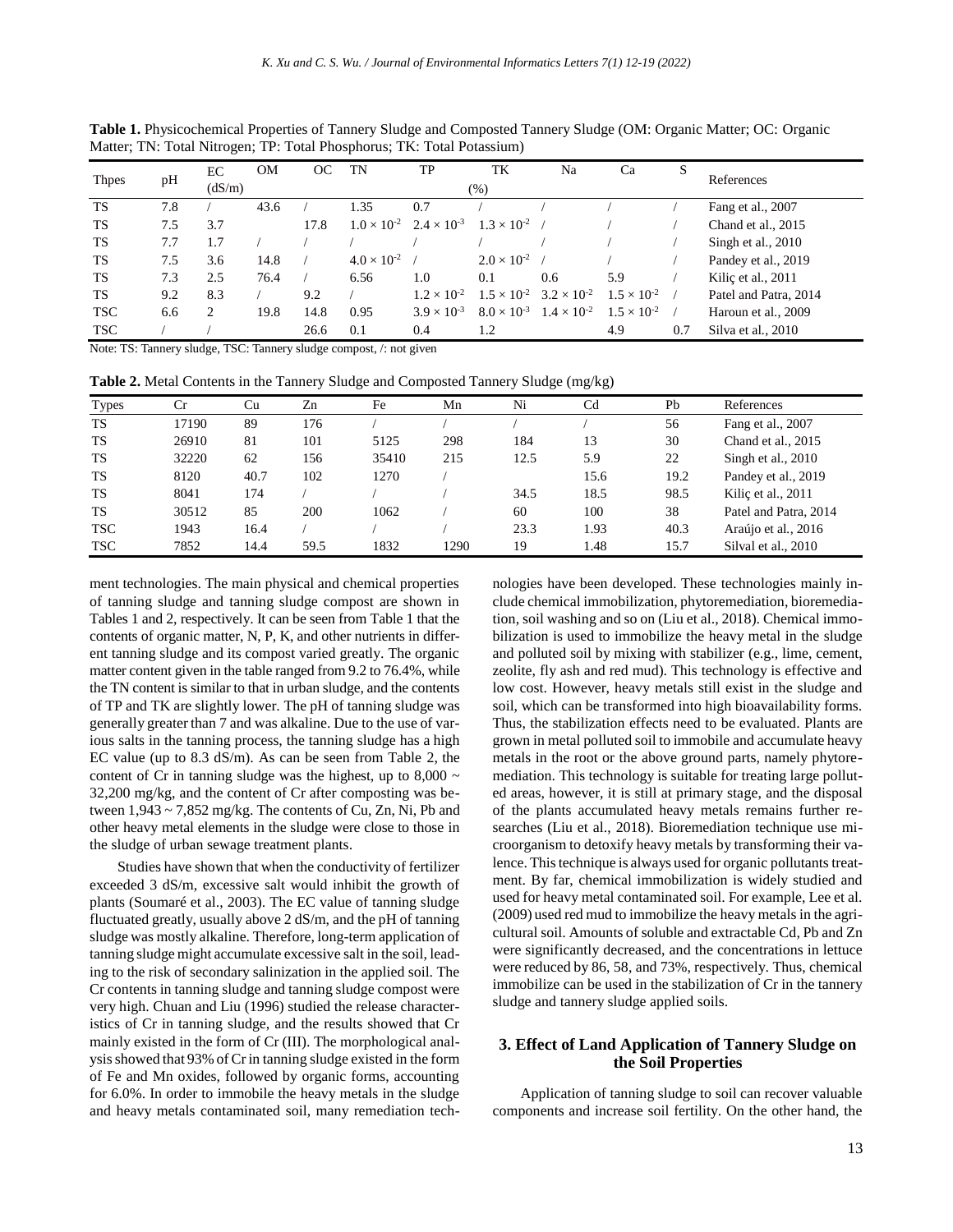**Table 1.** Physicochemical Properties of Tannery Sludge and Composted Tannery Sludge (OM: Organic Matter; OC: Organic Matter; TN: Total Nitrogen; TP: Total Phosphorus; TK: Total Potassium)

| Thpes | pH | EC (dS/m) | OM | OC | TN | TP | TK | Na | Ca | S | References |
|---|---|---|---|---|---|---|---|---|---|---|---|
| | | | (%) | | | | | | | | |
| TS | 7.8 | / | 43.6 | / | 1.35 | 0.7 | / | / | / | / | Fang et al., 2007 |
| TS | 7.5 | 3.7 | | 17.8 | $1.0 \times 10^{-2}$ | $2.4 \times 10^{-3}$ | $1.3 \times 10^{-2}$ | / | / | / | Chand et al., 2015 |
| TS | 7.7 | 1.7 | / | / | / | / | / | / | / | / | Singh et al., 2010 |
| TS | 7.5 | 3.6 | 14.8 | / | $4.0 \times 10^{-2}$ | / | $2.0 \times 10^{-2}$ | / | / | / | Pandey et al., 2019 |
| TS | 7.3 | 2.5 | 76.4 | / | 6.56 | 1.0 | 0.1 | 0.6 | 5.9 | / | Kiliç et al., 2011 |
| TS | 9.2 | 8.3 | / | 9.2 | / | $1.2 \times 10^{-2}$ | $1.5 \times 10^{-2}$ | $3.2 \times 10^{-2}$ | $1.5 \times 10^{-2}$ | / | Patel and Patra, 2014 |
| TSC | 6.6 | 2 | 19.8 | 14.8 | 0.95 | $3.9 \times 10^{-3}$ | $8.0 \times 10^{-3}$ | $1.4 \times 10^{-2}$ | $1.5 \times 10^{-2}$ | / | Haroun et al., 2009 |
| TSC | / | / | | 26.6 | 0.1 | 0.4 | 1.2 | | 4.9 | 0.7 | Silva et al., 2010 |

Note: TS: Tannery sludge, TSC: Tannery sludge compost, /: not given

**Table 2.** Metal Contents in the Tannery Sludge and Composted Tannery Sludge (mg/kg)

| Types | Cr | Cu | Zn | Fe | Mn | Ni | Cd | Pb | References |
|---|---|---|---|---|---|---|---|---|---|
| TS | 17190 | 89 | 176 | / | / | / | / | 56 | Fang et al., 2007 |
| TS | 26910 | 81 | 101 | 5125 | 298 | 184 | 13 | 30 | Chand et al., 2015 |
| TS | 32220 | 62 | 156 | 35410 | 215 | 12.5 | 5.9 | 22 | Singh et al., 2010 |
| TS | 8120 | 40.7 | 102 | 1270 | / | | 15.6 | 19.2 | Pandey et al., 2019 |
| TS | 8041 | 174 | / | / | / | 34.5 | 18.5 | 98.5 | Kiliç et al., 2011 |
| TS | 30512 | 85 | 200 | 1062 | / | 60 | 100 | 38 | Patel and Patra, 2014 |
| TSC | 1943 | 16.4 | / | / | / | 23.3 | 1.93 | 40.3 | Araújo et al., 2016 |
| TSC | 7852 | 14.4 | 59.5 | 1832 | 1290 | 19 | 1.48 | 15.7 | Silval et al., 2010 |

ment technologies. The main physical and chemical properties of tanning sludge and tanning sludge compost are shown in Tables 1 and 2, respectively. It can be seen from Table 1 that the contents of organic matter, N, P, K, and other nutrients in different tanning sludge and its compost varied greatly. The organic matter content given in the table ranged from 9.2 to 76.4%, while the TN content is similar to that in urban sludge, and the contents of TP and TK are slightly lower. The pH of tanning sludge was generally greater than 7 and was alkaline. Due to the use of various salts in the tanning process, the tanning sludge has a high EC value (up to 8.3 dS/m). As can be seen from Table 2, the content of Cr in tanning sludge was the highest, up to 8,000 ~ 32,200 mg/kg, and the content of Cr after composting was between 1,943 ~ 7,852 mg/kg. The contents of Cu, Zn, Ni, Pb and other heavy metal elements in the sludge were close to those in the sludge of urban sewage treatment plants.

Studies have shown that when the conductivity of fertilizer exceeded 3 dS/m, excessive salt would inhibit the growth of plants (Soumaré et al., 2003). The EC value of tanning sludge fluctuated greatly, usually above 2 dS/m, and the pH of tanning sludge was mostly alkaline. Therefore, long-term application of tanning sludge might accumulate excessive salt in the soil, leading to the risk of secondary salinization in the applied soil. The Cr contents in tanning sludge and tanning sludge compost were very high. Chuan and Liu (1996) studied the release characteristics of Cr in tanning sludge, and the results showed that Cr mainly existed in the form of Cr (III). The morphological analysis showed that 93% of Cr in tanning sludge existed in the form of Fe and Mn oxides, followed by organic forms, accounting for 6.0%. In order to immobile the heavy metals in the sludge and heavy metals contaminated soil, many remediation technologies have been developed. These technologies mainly include chemical immobilization, phytoremediation, bioremediation, soil washing and so on (Liu et al., 2018). Chemical immobilization is used to immobilize the heavy metal in the sludge and polluted soil by mixing with stabilizer (e.g., lime, cement, zeolite, fly ash and red mud). This technology is effective and low cost. However, heavy metals still exist in the sludge and soil, which can be transformed into high bioavailability forms. Thus, the stabilization effects need to be evaluated. Plants are grown in metal polluted soil to immobile and accumulate heavy metals in the root or the above ground parts, namely phytoremediation. This technology is suitable for treating large polluted areas, however, it is still at primary stage, and the disposal of the plants accumulated heavy metals remains further researches (Liu et al., 2018). Bioremediation technique use microorganism to detoxify heavy metals by transforming their valence. This technique is always used for organic pollutants treatment. By far, chemical immobilization is widely studied and used for heavy metal contaminated soil. For example, Lee et al. (2009) used red mud to immobilize the heavy metals in the agricultural soil. Amounts of soluble and extractable Cd, Pb and Zn were significantly decreased, and the concentrations in lettuce were reduced by 86, 58, and 73%, respectively. Thus, chemical immobilize can be used in the stabilization of Cr in the tannery sludge and tannery sludge applied soils.

## 3. Effect of Land Application of Tannery Sludge on the Soil Properties

Application of tanning sludge to soil can recover valuable components and increase soil fertility. On the other hand, the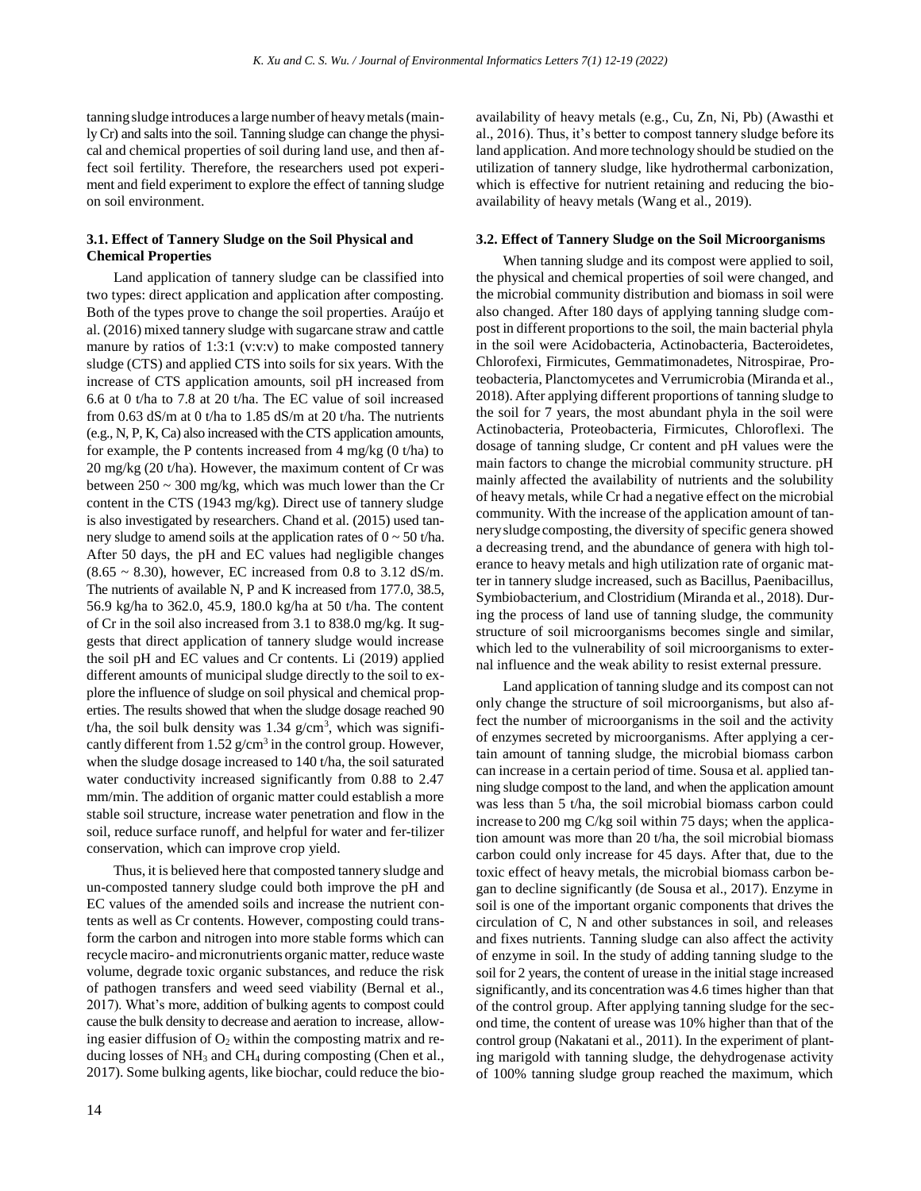tanning sludge introduces a large number of heavy metals (mainly Cr) and salts into the soil. Tanning sludge can change the physical and chemical properties of soil during land use, and then affect soil fertility. Therefore, the researchers used pot experiment and field experiment to explore the effect of tanning sludge on soil environment.

### 3.1. Effect of Tannery Sludge on the Soil Physical and Chemical Properties

Land application of tannery sludge can be classified into two types: direct application and application after composting. Both of the types prove to change the soil properties. Araújo et al. (2016) mixed tannery sludge with sugarcane straw and cattle manure by ratios of 1:3:1 (v:v:v) to make composted tannery sludge (CTS) and applied CTS into soils for six years. With the increase of CTS application amounts, soil pH increased from 6.6 at 0 t/ha to 7.8 at 20 t/ha. The EC value of soil increased from 0.63 dS/m at 0 t/ha to 1.85 dS/m at 20 t/ha. The nutrients (e.g., N, P, K, Ca) also increased with the CTS application amounts, for example, the P contents increased from 4 mg/kg (0 t/ha) to 20 mg/kg (20 t/ha). However, the maximum content of Cr was between 250 ~ 300 mg/kg, which was much lower than the Cr content in the CTS (1943 mg/kg). Direct use of tannery sludge is also investigated by researchers. Chand et al. (2015) used tannery sludge to amend soils at the application rates of 0 ~ 50 t/ha. After 50 days, the pH and EC values had negligible changes (8.65 ~ 8.30), however, EC increased from 0.8 to 3.12 dS/m. The nutrients of available N, P and K increased from 177.0, 38.5, 56.9 kg/ha to 362.0, 45.9, 180.0 kg/ha at 50 t/ha. The content of Cr in the soil also increased from 3.1 to 838.0 mg/kg. It suggests that direct application of tannery sludge would increase the soil pH and EC values and Cr contents. Li (2019) applied different amounts of municipal sludge directly to the soil to explore the influence of sludge on soil physical and chemical properties. The results showed that when the sludge dosage reached 90 t/ha, the soil bulk density was 1.34 $g/cm^3$, which was significantly different from 1.52 $g/cm^3$ in the control group. However, when the sludge dosage increased to 140 t/ha, the soil saturated water conductivity increased significantly from 0.88 to 2.47 mm/min. The addition of organic matter could establish a more stable soil structure, increase water penetration and flow in the soil, reduce surface runoff, and helpful for water and fer-tilizer conservation, which can improve crop yield.

Thus, it is believed here that composted tannery sludge and un-composted tannery sludge could both improve the pH and EC values of the amended soils and increase the nutrient contents as well as Cr contents. However, composting could transform the carbon and nitrogen into more stable forms which can recycle maciro- and micronutrients organic matter, reduce waste volume, degrade toxic organic substances, and reduce the risk of pathogen transfers and weed seed viability (Bernal et al., 2017). What's more, addition of bulking agents to compost could cause the bulk density to decrease and aeration to increase, allowing easier diffusion of $O_2$ within the composting matrix and reducing losses of $NH_3$ and $CH_4$ during composting (Chen et al., 2017). Some bulking agents, like biochar, could reduce the bioavailability of heavy metals (e.g., Cu, Zn, Ni, Pb) (Awasthi et al., 2016). Thus, it's better to compost tannery sludge before its land application. And more technology should be studied on the utilization of tannery sludge, like hydrothermal carbonization, which is effective for nutrient retaining and reducing the bioavailability of heavy metals (Wang et al., 2019).

### 3.2. Effect of Tannery Sludge on the Soil Microorganisms

When tanning sludge and its compost were applied to soil, the physical and chemical properties of soil were changed, and the microbial community distribution and biomass in soil were also changed. After 180 days of applying tanning sludge compost in different proportions to the soil, the main bacterial phyla in the soil were Acidobacteria, Actinobacteria, Bacteroidetes, Chlorofexi, Firmicutes, Gemmatimonadetes, Nitrospirae, Proteobacteria, Planctomycetes and Verrumicrobia (Miranda et al., 2018). After applying different proportions of tanning sludge to the soil for 7 years, the most abundant phyla in the soil were Actinobacteria, Proteobacteria, Firmicutes, Chloroflexi. The dosage of tanning sludge, Cr content and pH values were the main factors to change the microbial community structure. pH mainly affected the availability of nutrients and the solubility of heavy metals, while Cr had a negative effect on the microbial community. With the increase of the application amount of tannery sludge composting, the diversity of specific genera showed a decreasing trend, and the abundance of genera with high tolerance to heavy metals and high utilization rate of organic matter in tannery sludge increased, such as Bacillus, Paenibacillus, Symbiobacterium, and Clostridium (Miranda et al., 2018). During the process of land use of tanning sludge, the community structure of soil microorganisms becomes single and similar, which led to the vulnerability of soil microorganisms to external influence and the weak ability to resist external pressure.

Land application of tanning sludge and its compost can not only change the structure of soil microorganisms, but also affect the number of microorganisms in the soil and the activity of enzymes secreted by microorganisms. After applying a certain amount of tanning sludge, the microbial biomass carbon can increase in a certain period of time. Sousa et al. applied tanning sludge compost to the land, and when the application amount was less than 5 t/ha, the soil microbial biomass carbon could increase to 200 mg C/kg soil within 75 days; when the application amount was more than 20 t/ha, the soil microbial biomass carbon could only increase for 45 days. After that, due to the toxic effect of heavy metals, the microbial biomass carbon began to decline significantly (de Sousa et al., 2017). Enzyme in soil is one of the important organic components that drives the circulation of C, N and other substances in soil, and releases and fixes nutrients. Tanning sludge can also affect the activity of enzyme in soil. In the study of adding tanning sludge to the soil for 2 years, the content of urease in the initial stage increased significantly, and its concentration was 4.6 times higher than that of the control group. After applying tanning sludge for the second time, the content of urease was 10% higher than that of the control group (Nakatani et al., 2011). In the experiment of planting marigold with tanning sludge, the dehydrogenase activity of 100% tanning sludge group reached the maximum, which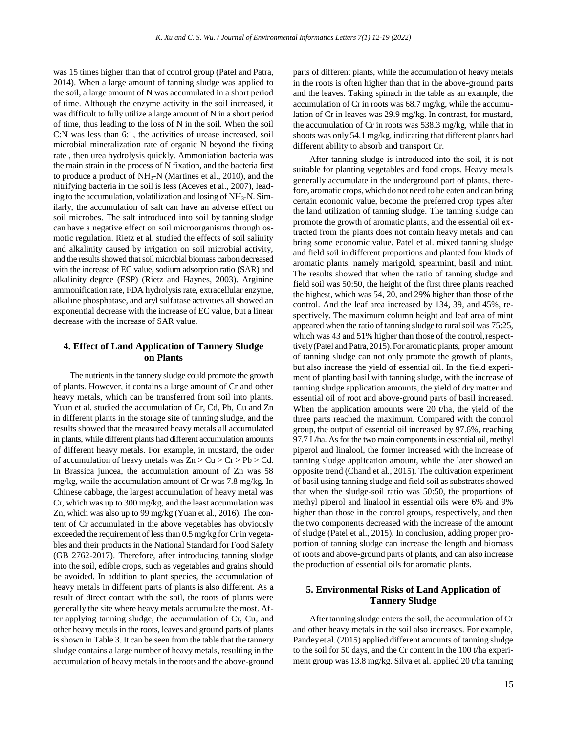was 15 times higher than that of control group (Patel and Patra, 2014). When a large amount of tanning sludge was applied to the soil, a large amount of N was accumulated in a short period of time. Although the enzyme activity in the soil increased, it was difficult to fully utilize a large amount of N in a short period of time, thus leading to the loss of N in the soil. When the soil C:N was less than 6:1, the activities of urease increased, soil microbial mineralization rate of organic N beyond the fixing rate , then urea hydrolysis quickly. Ammoniation bacteria was the main strain in the process of N fixation, and the bacteria first to produce a product of $NH_3$-N (Martines et al., 2010), and the nitrifying bacteria in the soil is less (Aceves et al., 2007), leading to the accumulation, volatilization and losing of $NH_3$-N. Similarly, the accumulation of salt can have an adverse effect on soil microbes. The salt introduced into soil by tanning sludge can have a negative effect on soil microorganisms through osmotic regulation. Rietz et al. studied the effects of soil salinity and alkalinity caused by irrigation on soil microbial activity, and the results showed that soil microbial biomass carbon decreased with the increase of EC value, sodium adsorption ratio (SAR) and alkalinity degree (ESP) (Rietz and Haynes, 2003). Arginine ammonification rate, FDA hydrolysis rate, extracellular enzyme, alkaline phosphatase, and aryl sulfatase activities all showed an exponential decrease with the increase of EC value, but a linear decrease with the increase of SAR value.

## 4. Effect of Land Application of Tannery Sludge on Plants

The nutrients in the tannery sludge could promote the growth of plants. However, it contains a large amount of Cr and other heavy metals, which can be transferred from soil into plants. Yuan et al. studied the accumulation of Cr, Cd, Pb, Cu and Zn in different plants in the storage site of tanning sludge, and the results showed that the measured heavy metals all accumulated in plants, while different plants had different accumulation amounts of different heavy metals. For example, in mustard, the order of accumulation of heavy metals was Zn > Cu > Cr > Pb > Cd. In Brassica juncea, the accumulation amount of Zn was 58 mg/kg, while the accumulation amount of Cr was 7.8 mg/kg. In Chinese cabbage, the largest accumulation of heavy metal was Cr, which was up to 300 mg/kg, and the least accumulation was Zn, which was also up to 99 mg/kg (Yuan et al., 2016). The content of Cr accumulated in the above vegetables has obviously exceeded the requirement of less than 0.5 mg/kg for Cr in vegetables and their products in the National Standard for Food Safety (GB 2762-2017). Therefore, after introducing tanning sludge into the soil, edible crops, such as vegetables and grains should be avoided. In addition to plant species, the accumulation of heavy metals in different parts of plants is also different. As a result of direct contact with the soil, the roots of plants were generally the site where heavy metals accumulate the most. After applying tanning sludge, the accumulation of Cr, Cu, and other heavy metals in the roots, leaves and ground parts of plants is shown in Table 3. It can be seen from the table that the tannery sludge contains a large number of heavy metals, resulting in the accumulation of heavy metals in the roots and the above-ground parts of different plants, while the accumulation of heavy metals in the roots is often higher than that in the above-ground parts and the leaves. Taking spinach in the table as an example, the accumulation of Cr in roots was 68.7 mg/kg, while the accumulation of Cr in leaves was 29.9 mg/kg. In contrast, for mustard, the accumulation of Cr in roots was 538.3 mg/kg, while that in shoots was only 54.1 mg/kg, indicating that different plants had different ability to absorb and transport Cr.

After tanning sludge is introduced into the soil, it is not suitable for planting vegetables and food crops. Heavy metals generally accumulate in the underground part of plants, therefore, aromatic crops, which do not need to be eaten and can bring certain economic value, become the preferred crop types after the land utilization of tanning sludge. The tanning sludge can promote the growth of aromatic plants, and the essential oil extracted from the plants does not contain heavy metals and can bring some economic value. Patel et al. mixed tanning sludge and field soil in different proportions and planted four kinds of aromatic plants, namely marigold, spearmint, basil and mint. The results showed that when the ratio of tanning sludge and field soil was 50:50, the height of the first three plants reached the highest, which was 54, 20, and 29% higher than those of the control. And the leaf area increased by 134, 39, and 45%, respectively. The maximum column height and leaf area of mint appeared when the ratio of tanning sludge to rural soil was 75:25, which was 43 and 51% higher than those of the control, respectively (Patel and Patra, 2015). For aromatic plants, proper amount of tanning sludge can not only promote the growth of plants, but also increase the yield of essential oil. In the field experiment of planting basil with tanning sludge, with the increase of tanning sludge application amounts, the yield of dry matter and essential oil of root and above-ground parts of basil increased. When the application amounts were 20 t/ha, the yield of the three parts reached the maximum. Compared with the control group, the output of essential oil increased by 97.6%, reaching 97.7 L/ha. As for the two main components in essential oil, methyl piperol and linalool, the former increased with the increase of tanning sludge application amount, while the later showed an opposite trend (Chand et al., 2015). The cultivation experiment of basil using tanning sludge and field soil as substrates showed that when the sludge-soil ratio was 50:50, the proportions of methyl piperol and linalool in essential oils were 6% and 9% higher than those in the control groups, respectively, and then the two components decreased with the increase of the amount of sludge (Patel et al., 2015). In conclusion, adding proper proportion of tanning sludge can increase the length and biomass of roots and above-ground parts of plants, and can also increase the production of essential oils for aromatic plants.

## 5. Environmental Risks of Land Application of Tannery Sludge

After tanning sludge enters the soil, the accumulation of Cr and other heavy metals in the soil also increases. For example, Pandey et al. (2015) applied different amounts of tanning sludge to the soil for 50 days, and the Cr content in the 100 t/ha experiment group was 13.8 mg/kg. Silva et al. applied 20 t/ha tanning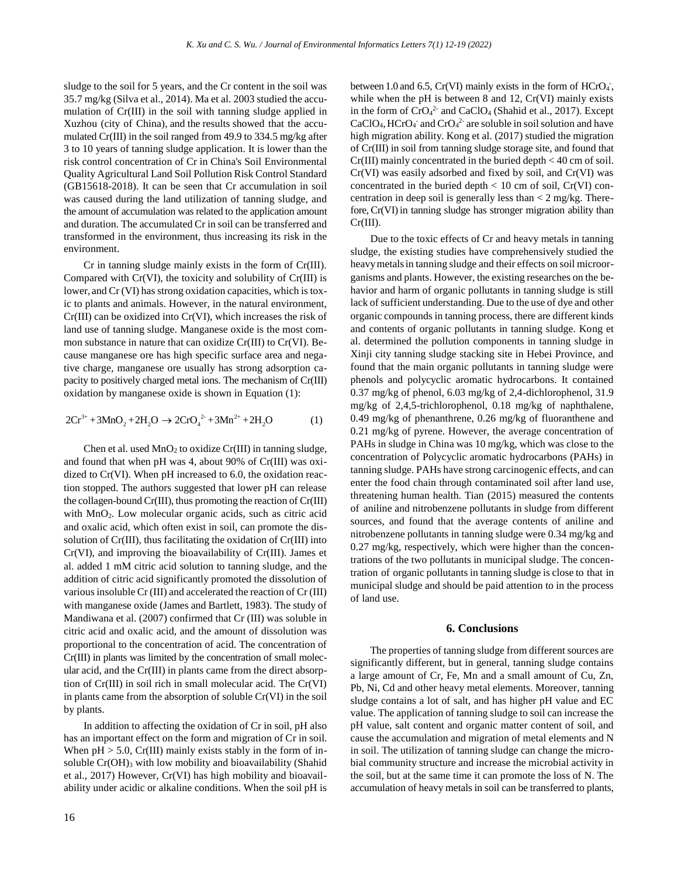sludge to the soil for 5 years, and the Cr content in the soil was 35.7 mg/kg (Silva et al., 2014). Ma et al. 2003 studied the accumulation of Cr(III) in the soil with tanning sludge applied in Xuzhou (city of China), and the results showed that the accumulated Cr(III) in the soil ranged from 49.9 to 334.5 mg/kg after 3 to 10 years of tanning sludge application. It is lower than the risk control concentration of Cr in China's Soil Environmental Quality Agricultural Land Soil Pollution Risk Control Standard (GB15618-2018). It can be seen that Cr accumulation in soil was caused during the land utilization of tanning sludge, and the amount of accumulation was related to the application amount and duration. The accumulated Cr in soil can be transferred and transformed in the environment, thus increasing its risk in the environment.

Cr in tanning sludge mainly exists in the form of Cr(III). Compared with Cr(VI), the toxicity and solubility of Cr(III) is lower, and Cr (VI) has strong oxidation capacities, which is toxic to plants and animals. However, in the natural environment, Cr(III) can be oxidized into Cr(VI), which increases the risk of land use of tanning sludge. Manganese oxide is the most common substance in nature that can oxidize Cr(III) to Cr(VI). Because manganese ore has high specific surface area and negative charge, manganese ore usually has strong adsorption capacity to positively charged metal ions. The mechanism of Cr(III) oxidation by manganese oxide is shown in Equation (1):

$$2Cr^{3+} + 3MnO_2 + 2H_2O \rightarrow 2CrO_4^{2-} + 3Mn^{2+} + 2H_2O \qquad (1)$$

Chen et al. used $MnO_2$ to oxidize Cr(III) in tanning sludge, and found that when pH was 4, about 90% of Cr(III) was oxidized to Cr(VI). When pH increased to 6.0, the oxidation reaction stopped. The authors suggested that lower pH can release the collagen-bound Cr(III), thus promoting the reaction of Cr(III) with $MnO_2$. Low molecular organic acids, such as citric acid and oxalic acid, which often exist in soil, can promote the dissolution of Cr(III), thus facilitating the oxidation of Cr(III) into Cr(VI), and improving the bioavailability of Cr(III). James et al. added 1 mM citric acid solution to tanning sludge, and the addition of citric acid significantly promoted the dissolution of various insoluble Cr (III) and accelerated the reaction of Cr (III) with manganese oxide (James and Bartlett, 1983). The study of Mandiwana et al. (2007) confirmed that Cr (III) was soluble in citric acid and oxalic acid, and the amount of dissolution was proportional to the concentration of acid. The concentration of Cr(III) in plants was limited by the concentration of small molecular acid, and the Cr(III) in plants came from the direct absorption of Cr(III) in soil rich in small molecular acid. The Cr(VI) in plants came from the absorption of soluble Cr(VI) in the soil by plants.

In addition to affecting the oxidation of Cr in soil, pH also has an important effect on the form and migration of Cr in soil. When pH > 5.0, Cr(III) mainly exists stably in the form of insoluble $Cr(OH)_3$ with low mobility and bioavailability (Shahid et al., 2017) However, Cr(VI) has high mobility and bioavailability under acidic or alkaline conditions. When the soil pH is between 1.0 and 6.5, Cr(VI) mainly exists in the form of $HCrO_4^-$, while when the pH is between 8 and 12, Cr(VI) mainly exists in the form of $CrO_4^{2-}$ and $CaClO_4$ (Shahid et al., 2017). Except $CaClO_4$, $HCrO_4^-$ and $CrO_4^{2-}$ are soluble in soil solution and have high migration ability. Kong et al. (2017) studied the migration of Cr(III) in soil from tanning sludge storage site, and found that Cr(III) mainly concentrated in the buried depth < 40 cm of soil. Cr(VI) was easily adsorbed and fixed by soil, and Cr(VI) was concentrated in the buried depth < 10 cm of soil, Cr(VI) concentration in deep soil is generally less than < 2 mg/kg. Therefore, Cr(VI) in tanning sludge has stronger migration ability than Cr(III).

Due to the toxic effects of Cr and heavy metals in tanning sludge, the existing studies have comprehensively studied the heavy metals in tanning sludge and their effects on soil microorganisms and plants. However, the existing researches on the behavior and harm of organic pollutants in tanning sludge is still lack of sufficient understanding. Due to the use of dye and other organic compounds in tanning process, there are different kinds and contents of organic pollutants in tanning sludge. Kong et al. determined the pollution components in tanning sludge in Xinji city tanning sludge stacking site in Hebei Province, and found that the main organic pollutants in tanning sludge were phenols and polycyclic aromatic hydrocarbons. It contained 0.37 mg/kg of phenol, 6.03 mg/kg of 2,4-dichlorophenol, 31.9 mg/kg of 2,4,5-trichlorophenol, 0.18 mg/kg of naphthalene, 0.49 mg/kg of phenanthrene, 0.26 mg/kg of fluoranthene and 0.21 mg/kg of pyrene. However, the average concentration of PAHs in sludge in China was 10 mg/kg, which was close to the concentration of Polycyclic aromatic hydrocarbons (PAHs) in tanning sludge. PAHs have strong carcinogenic effects, and can enter the food chain through contaminated soil after land use, threatening human health. Tian (2015) measured the contents of aniline and nitrobenzene pollutants in sludge from different sources, and found that the average contents of aniline and nitrobenzene pollutants in tanning sludge were 0.34 mg/kg and 0.27 mg/kg, respectively, which were higher than the concentrations of the two pollutants in municipal sludge. The concentration of organic pollutants in tanning sludge is close to that in municipal sludge and should be paid attention to in the process of land use.

## 6. Conclusions

The properties of tanning sludge from different sources are significantly different, but in general, tanning sludge contains a large amount of Cr, Fe, Mn and a small amount of Cu, Zn, Pb, Ni, Cd and other heavy metal elements. Moreover, tanning sludge contains a lot of salt, and has higher pH value and EC value. The application of tanning sludge to soil can increase the pH value, salt content and organic matter content of soil, and cause the accumulation and migration of metal elements and N in soil. The utilization of tanning sludge can change the microbial community structure and increase the microbial activity in the soil, but at the same time it can promote the loss of N. The accumulation of heavy metals in soil can be transferred to plants,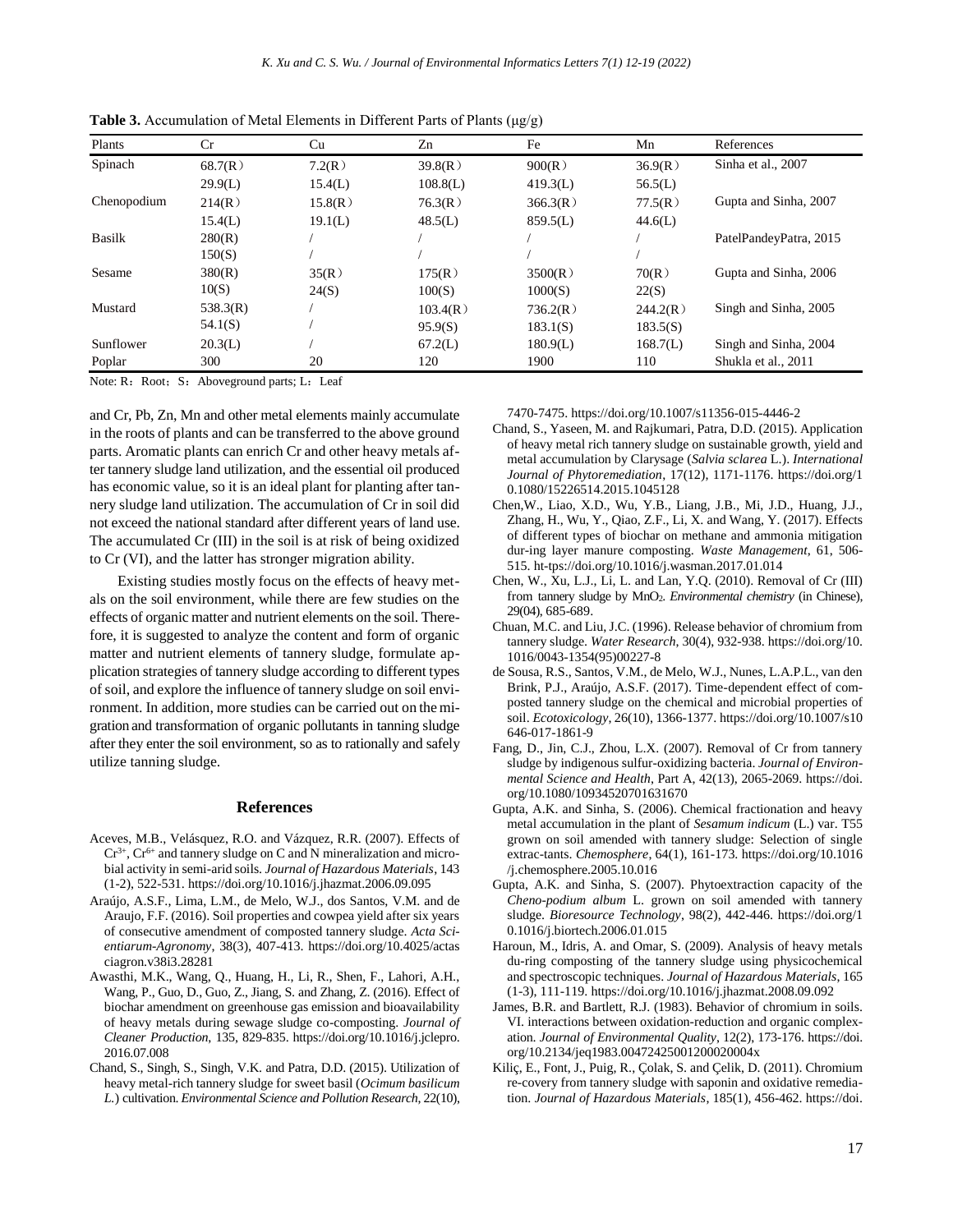**Table 3.** Accumulation of Metal Elements in Different Parts of Plants (μg/g)

| Plants | Cr | Cu | Zn | Fe | Mn | References |
|---|---|---|---|---|---|---|
| Spinach | 68.7(R) | 7.2(R) | 39.8(R) | 900(R) | 36.9(R) | Sinha et al., 2007 |
| | 29.9(L) | 15.4(L) | 108.8(L) | 419.3(L) | 56.5(L) | |
| Chenopodium | 214(R) | 15.8(R) | 76.3(R) | 366.3(R) | 77.5(R) | Gupta and Sinha, 2007 |
| | 15.4(L) | 19.1(L) | 48.5(L) | 859.5(L) | 44.6(L) | |
| Basilk | 280(R) | / | / | / | / | PatelPandeyPatra, 2015 |
| | 150(S) | / | / | / | / | |
| Sesame | 380(R) | 35(R) | 175(R) | 3500(R) | 70(R) | Gupta and Sinha, 2006 |
| | 10(S) | 24(S) | 100(S) | 1000(S) | 22(S) | |
| Mustard | 538.3(R) | / | 103.4(R) | 736.2(R) | 244.2(R) | Singh and Sinha, 2005 |
| | 54.1(S) | / | 95.9(S) | 183.1(S) | 183.5(S) | |
| Sunflower | 20.3(L) | / | 67.2(L) | 180.9(L) | 168.7(L) | Singh and Sinha, 2004 |
| Poplar | 300 | 20 | 120 | 1900 | 110 | Shukla et al., 2011 |

Note: R：Root；S：Aboveground parts; L：Leaf

and Cr, Pb, Zn, Mn and other metal elements mainly accumulate in the roots of plants and can be transferred to the above ground parts. Aromatic plants can enrich Cr and other heavy metals after tannery sludge land utilization, and the essential oil produced has economic value, so it is an ideal plant for planting after tannery sludge land utilization. The accumulation of Cr in soil did not exceed the national standard after different years of land use. The accumulated Cr (III) in the soil is at risk of being oxidized to Cr (VI), and the latter has stronger migration ability.

Existing studies mostly focus on the effects of heavy metals on the soil environment, while there are few studies on the effects of organic matter and nutrient elements on the soil. Therefore, it is suggested to analyze the content and form of organic matter and nutrient elements of tannery sludge, formulate application strategies of tannery sludge according to different types of soil, and explore the influence of tannery sludge on soil environment. In addition, more studies can be carried out on the migration and transformation of organic pollutants in tanning sludge after they enter the soil environment, so as to rationally and safely utilize tanning sludge.

## References

Aceves, M.B., Velásquez, R.O. and Vázquez, R.R. (2007). Effects of $Cr^{3+}$, $Cr^{6+}$ and tannery sludge on C and N mineralization and microbial activity in semi-arid soils. *Journal of Hazardous Materials*, 143 (1-2), 522-531. https://doi.org/10.1016/j.jhazmat.2006.09.095

Araújo, A.S.F., Lima, L.M., de Melo, W.J., dos Santos, V.M. and de Araujo, F.F. (2016). Soil properties and cowpea yield after six years of consecutive amendment of composted tannery sludge. *Acta Scientiarum-Agronomy*, 38(3), 407-413. https://doi.org/10.4025/actasciagron.v38i3.28281

Awasthi, M.K., Wang, Q., Huang, H., Li, R., Shen, F., Lahori, A.H., Wang, P., Guo, D., Guo, Z., Jiang, S. and Zhang, Z. (2016). Effect of biochar amendment on greenhouse gas emission and bioavailability of heavy metals during sewage sludge co-composting. *Journal of Cleaner Production*, 135, 829-835. https://doi.org/10.1016/j.jclepro.2016.07.008

Chand, S., Singh, S., Singh, V.K. and Patra, D.D. (2015). Utilization of heavy metal-rich tannery sludge for sweet basil (*Ocimum basilicum L.*) cultivation. *Environmental Science and Pollution Research*, 22(10), 7470-7475. https://doi.org/10.1007/s11356-015-4446-2

Chand, S., Yaseen, M. and Rajkumari, Patra, D.D. (2015). Application of heavy metal rich tannery sludge on sustainable growth, yield and metal accumulation by Clarysage (*Salvia sclarea* L.). *International Journal of Phytoremediation*, 17(12), 1171-1176. https://doi.org/10.1080/15226514.2015.1045128

Chen,W., Liao, X.D., Wu, Y.B., Liang, J.B., Mi, J.D., Huang, J.J., Zhang, H., Wu, Y., Qiao, Z.F., Li, X. and Wang, Y. (2017). Effects of different types of biochar on methane and ammonia mitigation dur-ing layer manure composting. *Waste Management*, 61, 506-515. ht-tps://doi.org/10.1016/j.wasman.2017.01.014

Chen, W., Xu, L.J., Li, L. and Lan, Y.Q. (2010). Removal of Cr (III) from tannery sludge by $MnO_2$. *Environmental chemistry* (in Chinese), 29(04), 685-689.

Chuan, M.C. and Liu, J.C. (1996). Release behavior of chromium from tannery sludge. *Water Research*, 30(4), 932-938. https://doi.org/10.1016/0043-1354(95)00227-8

de Sousa, R.S., Santos, V.M., de Melo, W.J., Nunes, L.A.P.L., van den Brink, P.J., Araújo, A.S.F. (2017). Time-dependent effect of composted tannery sludge on the chemical and microbial properties of soil. *Ecotoxicology*, 26(10), 1366-1377. https://doi.org/10.1007/s10646-017-1861-9

Fang, D., Jin, C.J., Zhou, L.X. (2007). Removal of Cr from tannery sludge by indigenous sulfur-oxidizing bacteria. *Journal of Environmental Science and Health*, Part A, 42(13), 2065-2069. https://doi.org/10.1080/10934520701631670

Gupta, A.K. and Sinha, S. (2006). Chemical fractionation and heavy metal accumulation in the plant of *Sesamum indicum* (L.) var. T55 grown on soil amended with tannery sludge: Selection of single extrac-tants. *Chemosphere*, 64(1), 161-173. https://doi.org/10.1016/j.chemosphere.2005.10.016

Gupta, A.K. and Sinha, S. (2007). Phytoextraction capacity of the *Cheno-podium album* L. grown on soil amended with tannery sludge. *Bioresource Technology*, 98(2), 442-446. https://doi.org/10.1016/j.biortech.2006.01.015

Haroun, M., Idris, A. and Omar, S. (2009). Analysis of heavy metals du-ring composting of the tannery sludge using physicochemical and spectroscopic techniques. *Journal of Hazardous Materials*, 165 (1-3), 111-119. https://doi.org/10.1016/j.jhazmat.2008.09.092

James, B.R. and Bartlett, R.J. (1983). Behavior of chromium in soils. VI. interactions between oxidation-reduction and organic complexation. *Journal of Environmental Quality*, 12(2), 173-176. https://doi.org/10.2134/jeq1983.00472425001200020004x

Kiliç, E., Font, J., Puig, R., Çolak, S. and Çelik, D. (2011). Chromium re-covery from tannery sludge with saponin and oxidative remediation. *Journal of Hazardous Materials*, 185(1), 456-462. https://doi.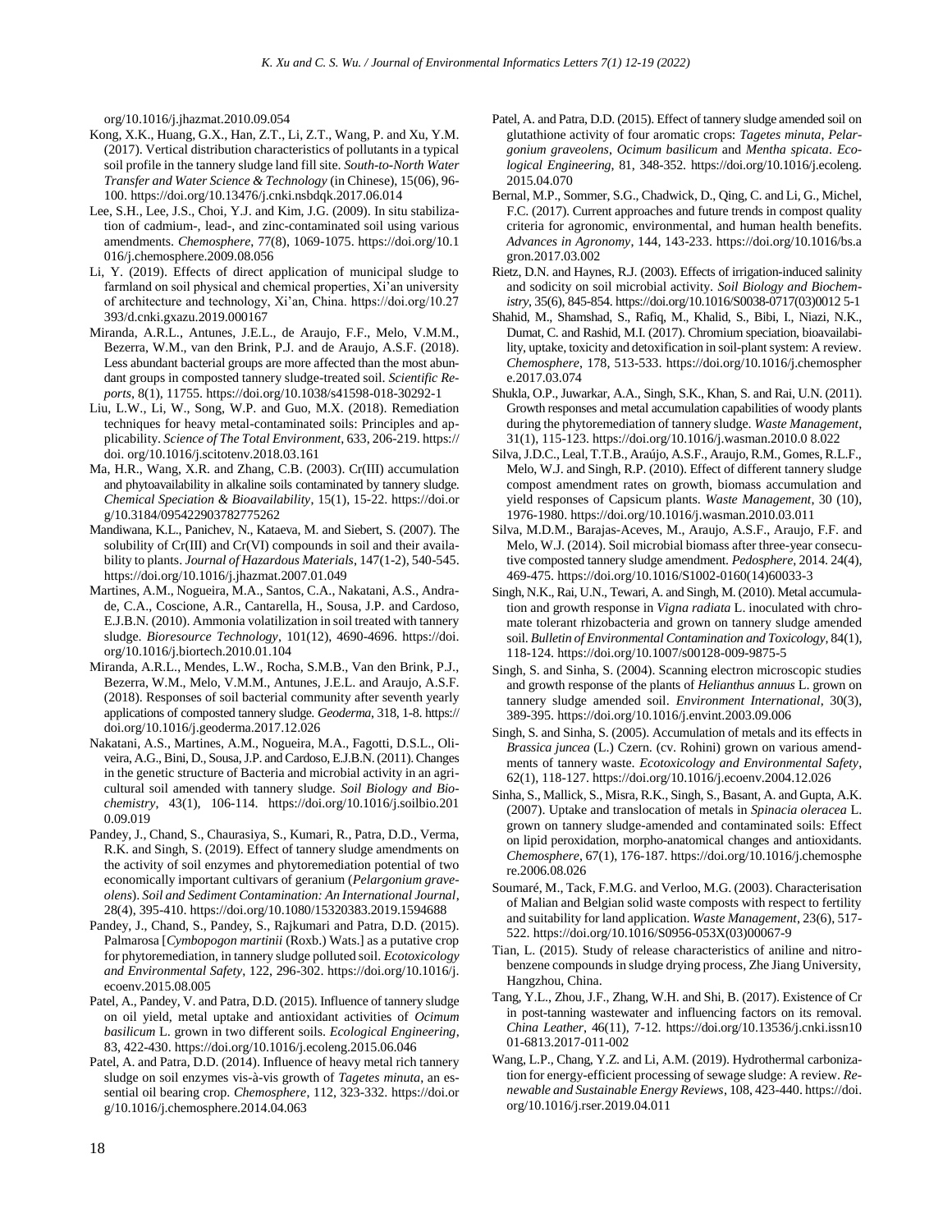org/10.1016/j.jhazmat.2010.09.054

Kong, X.K., Huang, G.X., Han, Z.T., Li, Z.T., Wang, P. and Xu, Y.M. (2017). Vertical distribution characteristics of pollutants in a typical soil profile in the tannery sludge land fill site. *South-to-North Water Transfer and Water Science & Technology* (in Chinese), 15(06), 96-100. https://doi.org/10.13476/j.cnki.nsbdqk.2017.06.014

Lee, S.H., Lee, J.S., Choi, Y.J. and Kim, J.G. (2009). In situ stabilization of cadmium-, lead-, and zinc-contaminated soil using various amendments. *Chemosphere*, 77(8), 1069-1075. https://doi.org/10.1016/j.chemosphere.2009.08.056

Li, Y. (2019). Effects of direct application of municipal sludge to farmland on soil physical and chemical properties, Xi'an university of architecture and technology, Xi'an, China. https://doi.org/10.27393/d.cnki.gxazu.2019.000167

Miranda, A.R.L., Antunes, J.E.L., de Araujo, F.F., Melo, V.M.M., Bezerra, W.M., van den Brink, P.J. and de Araujo, A.S.F. (2018). Less abundant bacterial groups are more affected than the most abundant groups in composted tannery sludge-treated soil. *Scientific Reports*, 8(1), 11755. https://doi.org/10.1038/s41598-018-30292-1

Liu, L.W., Li, W., Song, W.P. and Guo, M.X. (2018). Remediation techniques for heavy metal-contaminated soils: Principles and applicability. *Science of The Total Environment*, 633, 206-219. https://doi. org/10.1016/j.scitotenv.2018.03.161

Ma, H.R., Wang, X.R. and Zhang, C.B. (2003). Cr(III) accumulation and phytoavailability in alkaline soils contaminated by tannery sludge. *Chemical Speciation & Bioavailability*, 15(1), 15-22. https://doi.org/10.3184/095422903782775262

Mandiwana, K.L., Panichev, N., Kataeva, M. and Siebert, S. (2007). The solubility of Cr(III) and Cr(VI) compounds in soil and their availability to plants. *Journal of Hazardous Materials*, 147(1-2), 540-545. https://doi.org/10.1016/j.jhazmat.2007.01.049

Martines, A.M., Nogueira, M.A., Santos, C.A., Nakatani, A.S., Andrade, C.A., Coscione, A.R., Cantarella, H., Sousa, J.P. and Cardoso, E.J.B.N. (2010). Ammonia volatilization in soil treated with tannery sludge. *Bioresource Technology*, 101(12), 4690-4696. https://doi.org/10.1016/j.biortech.2010.01.104

Miranda, A.R.L., Mendes, L.W., Rocha, S.M.B., Van den Brink, P.J., Bezerra, W.M., Melo, V.M.M., Antunes, J.E.L. and Araujo, A.S.F. (2018). Responses of soil bacterial community after seventh yearly applications of composted tannery sludge. *Geoderma*, 318, 1-8. https://doi.org/10.1016/j.geoderma.2017.12.026

Nakatani, A.S., Martines, A.M., Nogueira, M.A., Fagotti, D.S.L., Oliveira, A.G., Bini, D., Sousa, J.P. and Cardoso, E.J.B.N. (2011). Changes in the genetic structure of Bacteria and microbial activity in an agricultural soil amended with tannery sludge. *Soil Biology and Biochemistry*, 43(1), 106-114. https://doi.org/10.1016/j.soilbio.2010.09.019

Pandey, J., Chand, S., Chaurasiya, S., Kumari, R., Patra, D.D., Verma, R.K. and Singh, S. (2019). Effect of tannery sludge amendments on the activity of soil enzymes and phytoremediation potential of two economically important cultivars of geranium (*Pelargonium graveolens*). *Soil and Sediment Contamination: An International Journal*, 28(4), 395-410. https://doi.org/10.1080/15320383.2019.1594688

Pandey, J., Chand, S., Pandey, S., Rajkumari and Patra, D.D. (2015). Palmarosa [*Cymbopogon martinii* (Roxb.) Wats.] as a putative crop for phytoremediation, in tannery sludge polluted soil. *Ecotoxicology and Environmental Safety*, 122, 296-302. https://doi.org/10.1016/j.ecoenv.2015.08.005

Patel, A., Pandey, V. and Patra, D.D. (2015). Influence of tannery sludge on oil yield, metal uptake and antioxidant activities of *Ocimum basilicum* L. grown in two different soils. *Ecological Engineering*, 83, 422-430. https://doi.org/10.1016/j.ecoleng.2015.06.046

Patel, A. and Patra, D.D. (2014). Influence of heavy metal rich tannery sludge on soil enzymes vis-à-vis growth of *Tagetes minuta*, an essential oil bearing crop. *Chemosphere*, 112, 323-332. https://doi.org/10.1016/j.chemosphere.2014.04.063

Patel, A. and Patra, D.D. (2015). Effect of tannery sludge amended soil on glutathione activity of four aromatic crops: *Tagetes minuta*, *Pelargonium graveolens*, *Ocimum basilicum* and *Mentha spicata*. *Ecological Engineering*, 81, 348-352. https://doi.org/10.1016/j.ecoleng.2015.04.070

Bernal, M.P., Sommer, S.G., Chadwick, D., Qing, C. and Li, G., Michel, F.C. (2017). Current approaches and future trends in compost quality criteria for agronomic, environmental, and human health benefits. *Advances in Agronomy*, 144, 143-233. https://doi.org/10.1016/bs.agron.2017.03.002

Rietz, D.N. and Haynes, R.J. (2003). Effects of irrigation-induced salinity and sodicity on soil microbial activity. *Soil Biology and Biochemistry*, 35(6), 845-854. https://doi.org/10.1016/S0038-0717(03)0012 5-1

Shahid, M., Shamshad, S., Rafiq, M., Khalid, S., Bibi, I., Niazi, N.K., Dumat, C. and Rashid, M.I. (2017). Chromium speciation, bioavailability, uptake, toxicity and detoxification in soil-plant system: A review. *Chemosphere*, 178, 513-533. https://doi.org/10.1016/j.chemosphere.2017.03.074

Shukla, O.P., Juwarkar, A.A., Singh, S.K., Khan, S. and Rai, U.N. (2011). Growth responses and metal accumulation capabilities of woody plants during the phytoremediation of tannery sludge. *Waste Management*, 31(1), 115-123. https://doi.org/10.1016/j.wasman.2010.0 8.022

Silva, J.D.C., Leal, T.T.B., Araújo, A.S.F., Araujo, R.M., Gomes, R.L.F., Melo, W.J. and Singh, R.P. (2010). Effect of different tannery sludge compost amendment rates on growth, biomass accumulation and yield responses of Capsicum plants. *Waste Management*, 30 (10), 1976-1980. https://doi.org/10.1016/j.wasman.2010.03.011

Silva, M.D.M., Barajas-Aceves, M., Araujo, A.S.F., Araujo, F.F. and Melo, W.J. (2014). Soil microbial biomass after three-year consecutive composted tannery sludge amendment. *Pedosphere*, 2014. 24(4), 469-475. https://doi.org/10.1016/S1002-0160(14)60033-3

Singh, N.K., Rai, U.N., Tewari, A. and Singh, M. (2010). Metal accumulation and growth response in *Vigna radiata* L. inoculated with chromate tolerant rhizobacteria and grown on tannery sludge amended soil. *Bulletin of Environmental Contamination and Toxicology*, 84(1), 118-124. https://doi.org/10.1007/s00128-009-9875-5

Singh, S. and Sinha, S. (2004). Scanning electron microscopic studies and growth response of the plants of *Helianthus annuus* L. grown on tannery sludge amended soil. *Environment International*, 30(3), 389-395. https://doi.org/10.1016/j.envint.2003.09.006

Singh, S. and Sinha, S. (2005). Accumulation of metals and its effects in *Brassica juncea* (L.) Czern. (cv. Rohini) grown on various amendments of tannery waste. *Ecotoxicology and Environmental Safety*, 62(1), 118-127. https://doi.org/10.1016/j.ecoenv.2004.12.026

Sinha, S., Mallick, S., Misra, R.K., Singh, S., Basant, A. and Gupta, A.K. (2007). Uptake and translocation of metals in *Spinacia oleracea* L. grown on tannery sludge-amended and contaminated soils: Effect on lipid peroxidation, morpho-anatomical changes and antioxidants. *Chemosphere*, 67(1), 176-187. https://doi.org/10.1016/j.chemosphere.2006.08.026

Soumaré, M., Tack, F.M.G. and Verloo, M.G. (2003). Characterisation of Malian and Belgian solid waste composts with respect to fertility and suitability for land application. *Waste Management*, 23(6), 517-522. https://doi.org/10.1016/S0956-053X(03)00067-9

Tian, L. (2015). Study of release characteristics of aniline and nitrobenzene compounds in sludge drying process, Zhe Jiang University, Hangzhou, China.

Tang, Y.L., Zhou, J.F., Zhang, W.H. and Shi, B. (2017). Existence of Cr in post-tanning wastewater and influencing factors on its removal. *China Leather*, 46(11), 7-12. https://doi.org/10.13536/j.cnki.issn1001-6813.2017-011-002

Wang, L.P., Chang, Y.Z. and Li, A.M. (2019). Hydrothermal carbonization for energy-efficient processing of sewage sludge: A review. *Renewable and Sustainable Energy Reviews*, 108, 423-440. https://doi.org/10.1016/j.rser.2019.04.011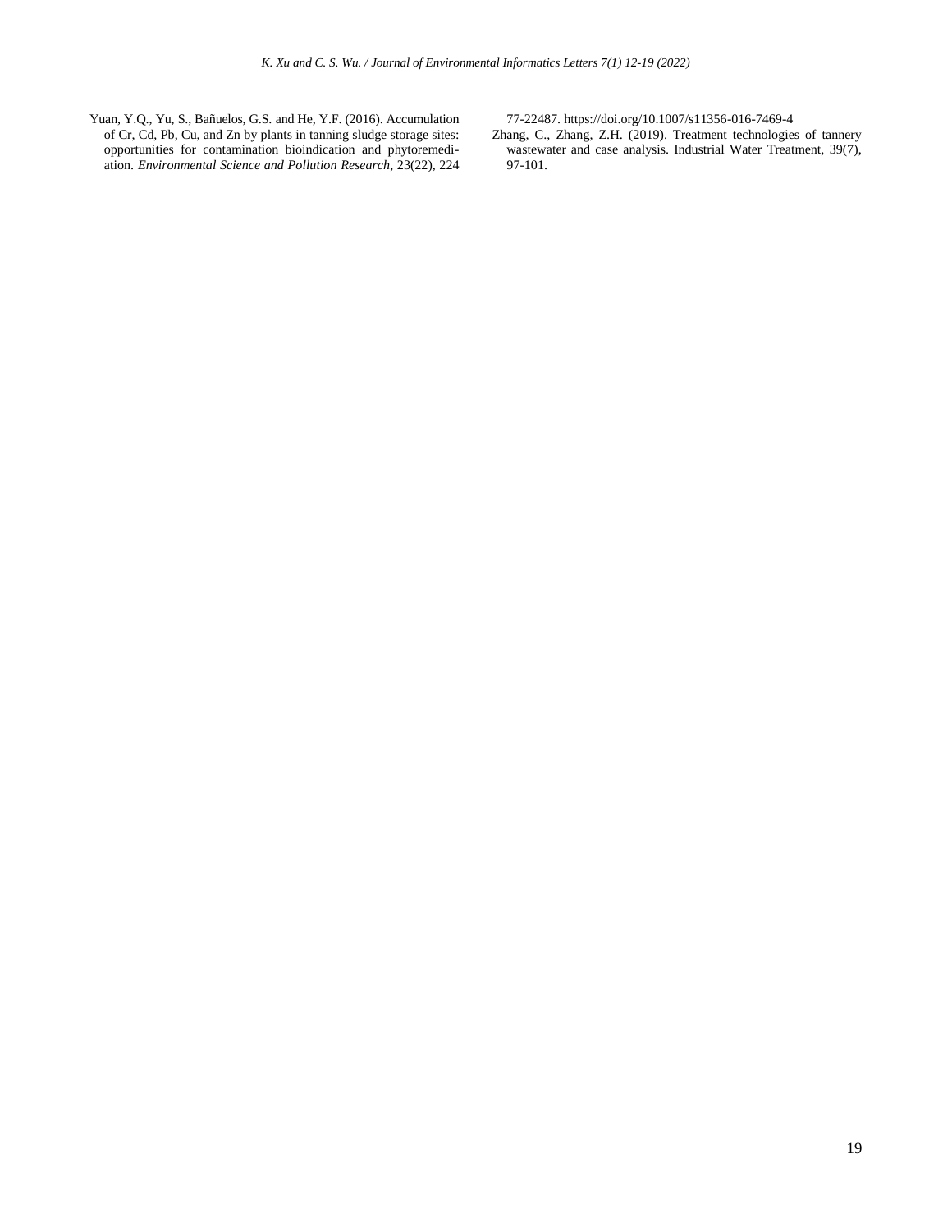Yuan, Y.Q., Yu, S., Bañuelos, G.S. and He, Y.F. (2016). Accumulation of Cr, Cd, Pb, Cu, and Zn by plants in tanning sludge storage sites: opportunities for contamination bioindication and phytoremediation. *Environmental Science and Pollution Research*, 23(22), 22477-22487. https://doi.org/10.1007/s11356-016-7469-4

Zhang, C., Zhang, Z.H. (2019). Treatment technologies of tannery wastewater and case analysis. Industrial Water Treatment, 39(7), 97-101.